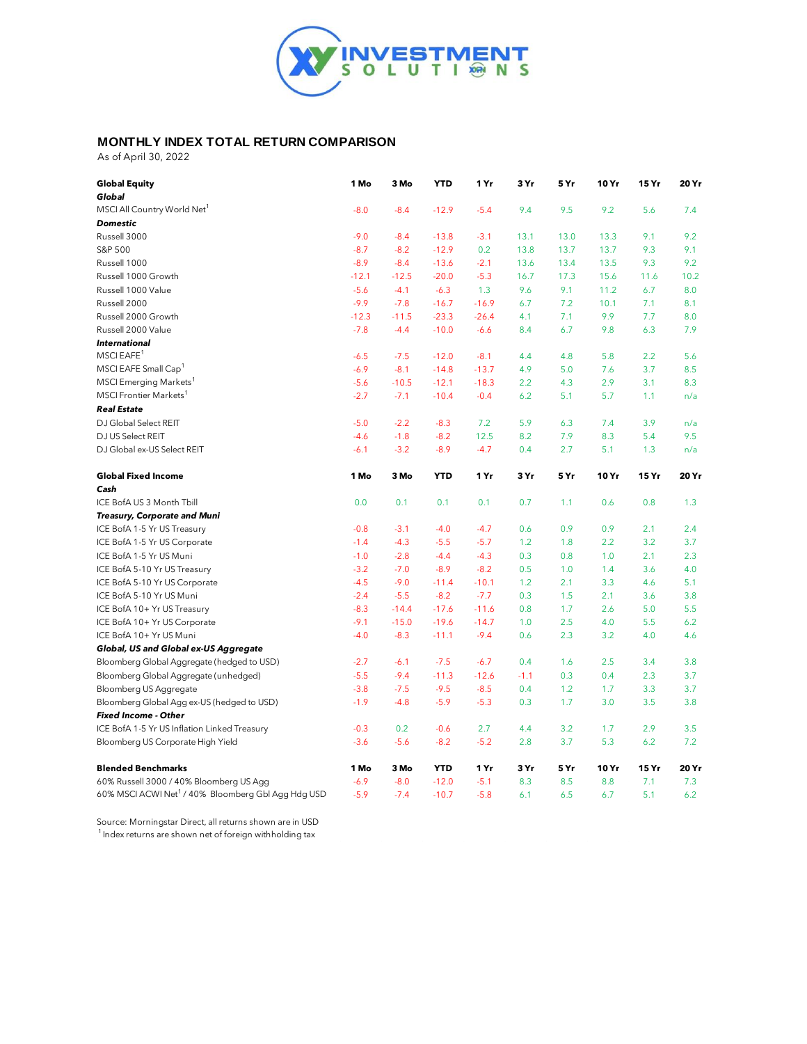## MONTHLY INDEX TOTAL RETURN COMPARISON

As of April 30, 2022

| Global Equity | 1 Mo | 3 Mo | YTD | 1 Yr | 3 Yr | 5 Yr | 10 Yr | 15 Yr | 20 Yr |
|---|---|---|---|---|---|---|---|---|---|
| ***Global*** | | | | | | | | | |
| MSCI All Country World Net[1] | -8.0 | -8.4 | -12.9 | -5.4 | 9.4 | 9.5 | 9.2 | 5.6 | 7.4 |
| ***Domestic*** | | | | | | | | | |
| Russell 3000 | -9.0 | -8.4 | -13.8 | -3.1 | 13.1 | 13.0 | 13.3 | 9.1 | 9.2 |
| S&P 500 | -8.7 | -8.2 | -12.9 | 0.2 | 13.8 | 13.7 | 13.7 | 9.3 | 9.1 |
| Russell 1000 | -8.9 | -8.4 | -13.6 | -2.1 | 13.6 | 13.4 | 13.5 | 9.3 | 9.2 |
| Russell 1000 Growth | -12.1 | -12.5 | -20.0 | -5.3 | 16.7 | 17.3 | 15.6 | 11.6 | 10.2 |
| Russell 1000 Value | -5.6 | -4.1 | -6.3 | 1.3 | 9.6 | 9.1 | 11.2 | 6.7 | 8.0 |
| Russell 2000 | -9.9 | -7.8 | -16.7 | -16.9 | 6.7 | 7.2 | 10.1 | 7.1 | 8.1 |
| Russell 2000 Growth | -12.3 | -11.5 | -23.3 | -26.4 | 4.1 | 7.1 | 9.9 | 7.7 | 8.0 |
| Russell 2000 Value | -7.8 | -4.4 | -10.0 | -6.6 | 8.4 | 6.7 | 9.8 | 6.3 | 7.9 |
| ***International*** | | | | | | | | | |
| MSCI EAFE[1] | -6.5 | -7.5 | -12.0 | -8.1 | 4.4 | 4.8 | 5.8 | 2.2 | 5.6 |
| MSCI EAFE Small Cap[1] | -6.9 | -8.1 | -14.8 | -13.7 | 4.9 | 5.0 | 7.6 | 3.7 | 8.5 |
| MSCI Emerging Markets[1] | -5.6 | -10.5 | -12.1 | -18.3 | 2.2 | 4.3 | 2.9 | 3.1 | 8.3 |
| MSCI Frontier Markets[1] | -2.7 | -7.1 | -10.4 | -0.4 | 6.2 | 5.1 | 5.7 | 1.1 | n/a |
| ***Real Estate*** | | | | | | | | | |
| DJ Global Select REIT | -5.0 | -2.2 | -8.3 | 7.2 | 5.9 | 6.3 | 7.4 | 3.9 | n/a |
| DJ US Select REIT | -4.6 | -1.8 | -8.2 | 12.5 | 8.2 | 7.9 | 8.3 | 5.4 | 9.5 |
| DJ Global ex-US Select REIT | -6.1 | -3.2 | -8.9 | -4.7 | 0.4 | 2.7 | 5.1 | 1.3 | n/a |

| Global Fixed Income | 1 Mo | 3 Mo | YTD | 1 Yr | 3 Yr | 5 Yr | 10 Yr | 15 Yr | 20 Yr |
|---|---|---|---|---|---|---|---|---|---|
| ***Cash*** | | | | | | | | | |
| ICE BofA US 3 Month Tbill | 0.0 | 0.1 | 0.1 | 0.1 | 0.7 | 1.1 | 0.6 | 0.8 | 1.3 |
| ***Treasury, Corporate and Muni*** | | | | | | | | | |
| ICE BofA 1-5 Yr US Treasury | -0.8 | -3.1 | -4.0 | -4.7 | 0.6 | 0.9 | 0.9 | 2.1 | 2.4 |
| ICE BofA 1-5 Yr US Corporate | -1.4 | -4.3 | -5.5 | -5.7 | 1.2 | 1.8 | 2.2 | 3.2 | 3.7 |
| ICE BofA 1-5 Yr US Muni | -1.0 | -2.8 | -4.4 | -4.3 | 0.3 | 0.8 | 1.0 | 2.1 | 2.3 |
| ICE BofA 5-10 Yr US Treasury | -3.2 | -7.0 | -8.9 | -8.2 | 0.5 | 1.0 | 1.4 | 3.6 | 4.0 |
| ICE BofA 5-10 Yr US Corporate | -4.5 | -9.0 | -11.4 | -10.1 | 1.2 | 2.1 | 3.3 | 4.6 | 5.1 |
| ICE BofA 5-10 Yr US Muni | -2.4 | -5.5 | -8.2 | -7.7 | 0.3 | 1.5 | 2.1 | 3.6 | 3.8 |
| ICE BofA 10+ Yr US Treasury | -8.3 | -14.4 | -17.6 | -11.6 | 0.8 | 1.7 | 2.6 | 5.0 | 5.5 |
| ICE BofA 10+ Yr US Corporate | -9.1 | -15.0 | -19.6 | -14.7 | 1.0 | 2.5 | 4.0 | 5.5 | 6.2 |
| ICE BofA 10+ Yr US Muni | -4.0 | -8.3 | -11.1 | -9.4 | 0.6 | 2.3 | 3.2 | 4.0 | 4.6 |
| ***Global, US and Global ex-US Aggregate*** | | | | | | | | | |
| Bloomberg Global Aggregate (hedged to USD) | -2.7 | -6.1 | -7.5 | -6.7 | 0.4 | 1.6 | 2.5 | 3.4 | 3.8 |
| Bloomberg Global Aggregate (unhedged) | -5.5 | -9.4 | -11.3 | -12.6 | -1.1 | 0.3 | 0.4 | 2.3 | 3.7 |
| Bloomberg US Aggregate | -3.8 | -7.5 | -9.5 | -8.5 | 0.4 | 1.2 | 1.7 | 3.3 | 3.7 |
| Bloomberg Global Agg ex-US (hedged to USD) | -1.9 | -4.8 | -5.9 | -5.3 | 0.3 | 1.7 | 3.0 | 3.5 | 3.8 |
| ***Fixed Income - Other*** | | | | | | | | | |
| ICE BofA 1-5 Yr US Inflation Linked Treasury | -0.3 | 0.2 | -0.6 | 2.7 | 4.4 | 3.2 | 1.7 | 2.9 | 3.5 |
| Bloomberg US Corporate High Yield | -3.6 | -5.6 | -8.2 | -5.2 | 2.8 | 3.7 | 5.3 | 6.2 | 7.2 |

| Blended Benchmarks | 1 Mo | 3 Mo | YTD | 1 Yr | 3 Yr | 5 Yr | 10 Yr | 15 Yr | 20 Yr |
|---|---|---|---|---|---|---|---|---|---|
| 60% Russell 3000 / 40% Bloomberg US Agg | -6.9 | -8.0 | -12.0 | -5.1 | 8.3 | 8.5 | 8.8 | 7.1 | 7.3 |
| 60% MSCI ACWI Net[1] / 40% Bloomberg Gbl Agg Hdg USD | -5.9 | -7.4 | -10.7 | -5.8 | 6.1 | 6.5 | 6.7 | 5.1 | 6.2 |

Source: Morningstar Direct, all returns shown are in USD

[1] Index returns are shown net of foreign withholding tax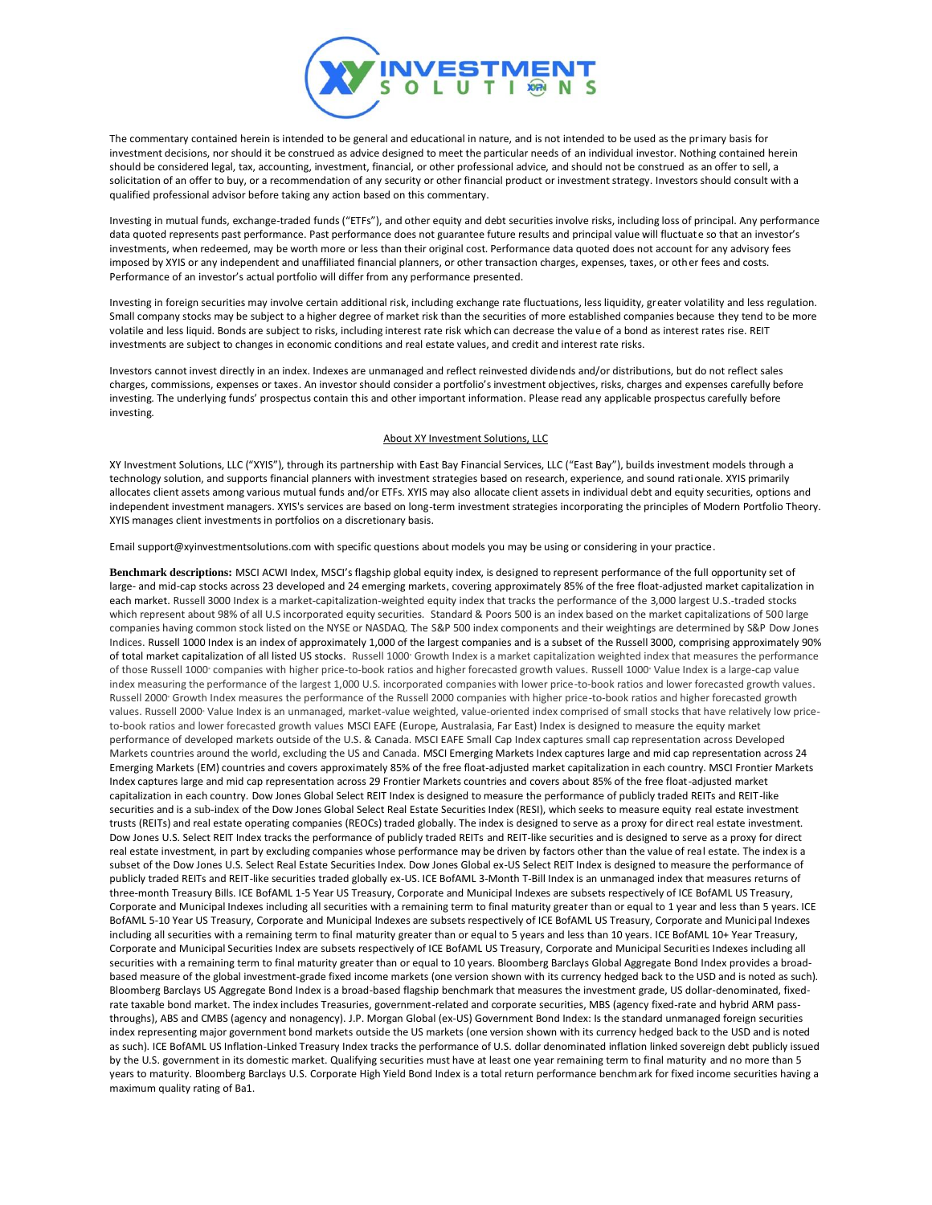The commentary contained herein is intended to be general and educational in nature, and is not intended to be used as the primary basis for investment decisions, nor should it be construed as advice designed to meet the particular needs of an individual investor. Nothing contained herein should be considered legal, tax, accounting, investment, financial, or other professional advice, and should not be construed as an offer to sell, a solicitation of an offer to buy, or a recommendation of any security or other financial product or investment strategy. Investors should consult with a qualified professional advisor before taking any action based on this commentary.

Investing in mutual funds, exchange-traded funds ("ETFs"), and other equity and debt securities involve risks, including loss of principal. Any performance data quoted represents past performance. Past performance does not guarantee future results and principal value will fluctuate so that an investor's investments, when redeemed, may be worth more or less than their original cost. Performance data quoted does not account for any advisory fees imposed by XYIS or any independent and unaffiliated financial planners, or other transaction charges, expenses, taxes, or other fees and costs. Performance of an investor's actual portfolio will differ from any performance presented.

Investing in foreign securities may involve certain additional risk, including exchange rate fluctuations, less liquidity, greater volatility and less regulation. Small company stocks may be subject to a higher degree of market risk than the securities of more established companies because they tend to be more volatile and less liquid. Bonds are subject to risks, including interest rate risk which can decrease the value of a bond as interest rates rise. REIT investments are subject to changes in economic conditions and real estate values, and credit and interest rate risks.

Investors cannot invest directly in an index. Indexes are unmanaged and reflect reinvested dividends and/or distributions, but do not reflect sales charges, commissions, expenses or taxes. An investor should consider a portfolio's investment objectives, risks, charges and expenses carefully before investing. The underlying funds' prospectus contain this and other important information. Please read any applicable prospectus carefully before investing.

## About XY Investment Solutions, LLC

XY Investment Solutions, LLC ("XYIS"), through its partnership with East Bay Financial Services, LLC ("East Bay"), builds investment models through a technology solution, and supports financial planners with investment strategies based on research, experience, and sound rationale. XYIS primarily allocates client assets among various mutual funds and/or ETFs. XYIS may also allocate client assets in individual debt and equity securities, options and independent investment managers. XYIS's services are based on long-term investment strategies incorporating the principles of Modern Portfolio Theory. XYIS manages client investments in portfolios on a discretionary basis.

Email support@xyinvestmentsolutions.com with specific questions about models you may be using or considering in your practice.

**Benchmark descriptions:** MSCI ACWI Index, MSCI's flagship global equity index, is designed to represent performance of the full opportunity set of large- and mid-cap stocks across 23 developed and 24 emerging markets, covering approximately 85% of the free float-adjusted market capitalization in each market. Russell 3000 Index is a market-capitalization-weighted equity index that tracks the performance of the 3,000 largest U.S.-traded stocks which represent about 98% of all U.S incorporated equity securities. Standard & Poors 500 is an index based on the market capitalizations of 500 large companies having common stock listed on the NYSE or NASDAQ. The S&P 500 index components and their weightings are determined by S&P Dow Jones Indices. Russell 1000 Index is an index of approximately 1,000 of the largest companies and is a subset of the Russell 3000, comprising approximately 90% of total market capitalization of all listed US stocks. Russell 1000 Growth Index is a market capitalization weighted index that measures the performance of those Russell 1000 companies with higher price-to-book ratios and higher forecasted growth values. Russell 1000 Value Index is a large-cap value index measuring the performance of the largest 1,000 U.S. incorporated companies with lower price-to-book ratios and lower forecasted growth values. Russell 2000 Growth Index measures the performance of the Russell 2000 companies with higher price-to-book ratios and higher forecasted growth values. Russell 2000 Value Index is an unmanaged, market-value weighted, value-oriented index comprised of small stocks that have relatively low price-to-book ratios and lower forecasted growth values MSCI EAFE (Europe, Australasia, Far East) Index is designed to measure the equity market performance of developed markets outside of the U.S. & Canada. MSCI EAFE Small Cap Index captures small cap representation across Developed Markets countries around the world, excluding the US and Canada. MSCI Emerging Markets Index captures large and mid cap representation across 24 Emerging Markets (EM) countries and covers approximately 85% of the free float-adjusted market capitalization in each country. MSCI Frontier Markets Index captures large and mid cap representation across 29 Frontier Markets countries and covers about 85% of the free float-adjusted market capitalization in each country. Dow Jones Global Select REIT Index is designed to measure the performance of publicly traded REITs and REIT-like securities and is a sub-index of the Dow Jones Global Select Real Estate Securities Index (RESI), which seeks to measure equity real estate investment trusts (REITs) and real estate operating companies (REOCs) traded globally. The index is designed to serve as a proxy for direct real estate investment. Dow Jones U.S. Select REIT Index tracks the performance of publicly traded REITs and REIT-like securities and is designed to serve as a proxy for direct real estate investment, in part by excluding companies whose performance may be driven by factors other than the value of real estate. The index is a subset of the Dow Jones U.S. Select Real Estate Securities Index. Dow Jones Global ex-US Select REIT Index is designed to measure the performance of publicly traded REITs and REIT-like securities traded globally ex-US. ICE BofAML 3-Month T-Bill Index is an unmanaged index that measures returns of three-month Treasury Bills. ICE BofAML 1-5 Year US Treasury, Corporate and Municipal Indexes are subsets respectively of ICE BofAML US Treasury, Corporate and Municipal Indexes including all securities with a remaining term to final maturity greater than or equal to 1 year and less than 5 years. ICE BofAML 5-10 Year US Treasury, Corporate and Municipal Indexes are subsets respectively of ICE BofAML US Treasury, Corporate and Municipal Indexes including all securities with a remaining term to final maturity greater than or equal to 5 years and less than 10 years. ICE BofAML 10+ Year Treasury, Corporate and Municipal Securities Index are subsets respectively of ICE BofAML US Treasury, Corporate and Municipal Securities Indexes including all securities with a remaining term to final maturity greater than or equal to 10 years. Bloomberg Barclays Global Aggregate Bond Index provides a broad-based measure of the global investment-grade fixed income markets (one version shown with its currency hedged back to the USD and is noted as such). Bloomberg Barclays US Aggregate Bond Index is a broad-based flagship benchmark that measures the investment grade, US dollar-denominated, fixed-rate taxable bond market. The index includes Treasuries, government-related and corporate securities, MBS (agency fixed-rate and hybrid ARM pass-throughs), ABS and CMBS (agency and nonagency). J.P. Morgan Global (ex-US) Government Bond Index: Is the standard unmanaged foreign securities index representing major government bond markets outside the US markets (one version shown with its currency hedged back to the USD and is noted as such). ICE BofAML US Inflation-Linked Treasury Index tracks the performance of U.S. dollar denominated inflation linked sovereign debt publicly issued by the U.S. government in its domestic market. Qualifying securities must have at least one year remaining term to final maturity and no more than 5 years to maturity. Bloomberg Barclays U.S. Corporate High Yield Bond Index is a total return performance benchmark for fixed income securities having a maximum quality rating of Ba1.